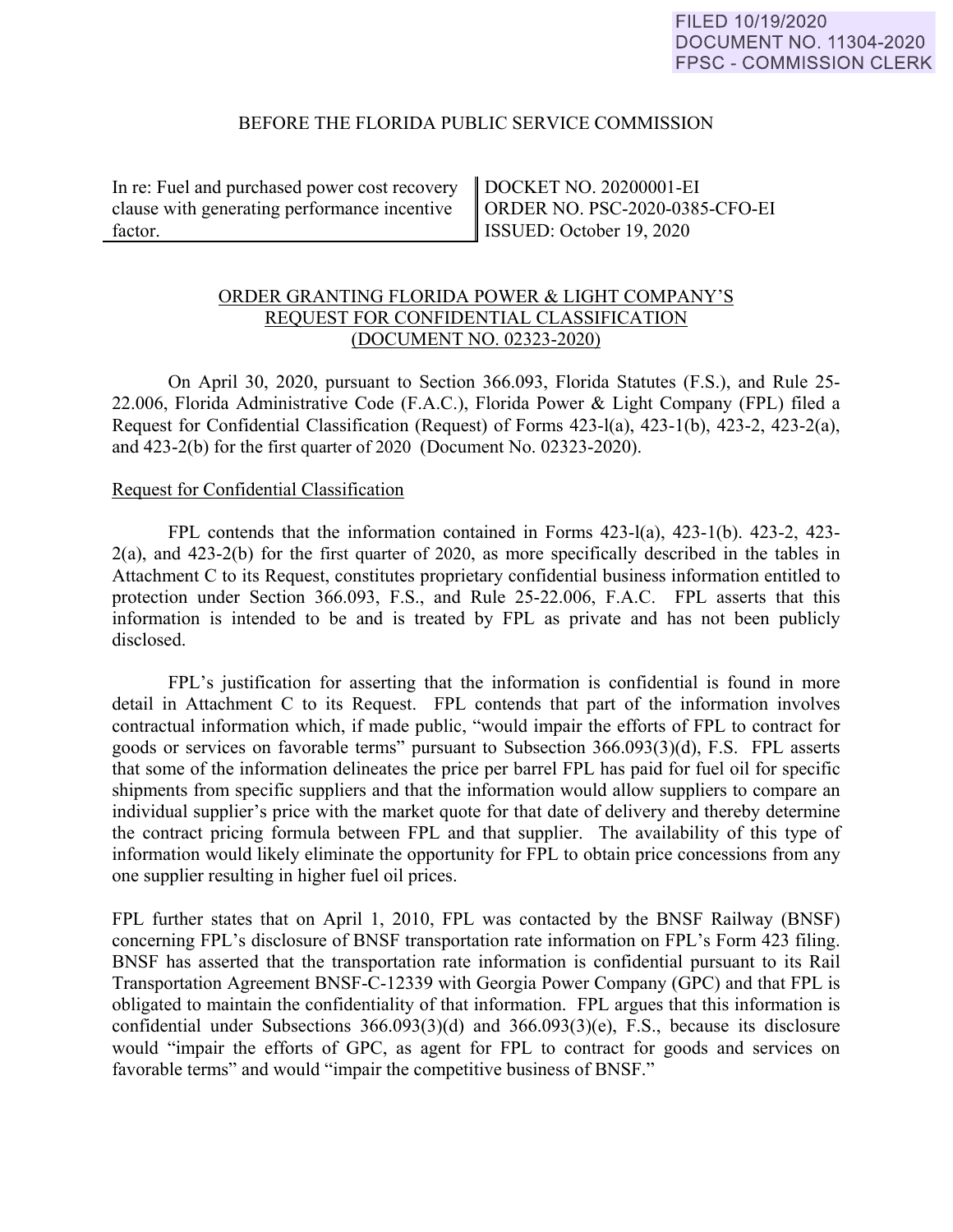FILED 10/19/2020
DOCUMENT NO. 11304-2020
FPSC - COMMISSION CLERK

BEFORE THE FLORIDA PUBLIC SERVICE COMMISSION

| In re: Fuel and purchased power cost recovery clause with generating performance incentive factor. | DOCKET NO. 20200001-EI<br>ORDER NO. PSC-2020-0385-CFO-EI<br>ISSUED: October 19, 2020 |
|---|---|

ORDER GRANTING FLORIDA POWER & LIGHT COMPANY'S REQUEST FOR CONFIDENTIAL CLASSIFICATION (DOCUMENT NO. 02323-2020)

On April 30, 2020, pursuant to Section 366.093, Florida Statutes (F.S.), and Rule 25-22.006, Florida Administrative Code (F.A.C.), Florida Power & Light Company (FPL) filed a Request for Confidential Classification (Request) of Forms 423-l(a), 423-1(b), 423-2, 423-2(a), and 423-2(b) for the first quarter of 2020 (Document No. 02323-2020).

Request for Confidential Classification

FPL contends that the information contained in Forms 423-l(a), 423-1(b). 423-2, 423-2(a), and 423-2(b) for the first quarter of 2020, as more specifically described in the tables in Attachment C to its Request, constitutes proprietary confidential business information entitled to protection under Section 366.093, F.S., and Rule 25-22.006, F.A.C. FPL asserts that this information is intended to be and is treated by FPL as private and has not been publicly disclosed.

FPL's justification for asserting that the information is confidential is found in more detail in Attachment C to its Request. FPL contends that part of the information involves contractual information which, if made public, "would impair the efforts of FPL to contract for goods or services on favorable terms" pursuant to Subsection 366.093(3)(d), F.S. FPL asserts that some of the information delineates the price per barrel FPL has paid for fuel oil for specific shipments from specific suppliers and that the information would allow suppliers to compare an individual supplier's price with the market quote for that date of delivery and thereby determine the contract pricing formula between FPL and that supplier. The availability of this type of information would likely eliminate the opportunity for FPL to obtain price concessions from any one supplier resulting in higher fuel oil prices.

FPL further states that on April 1, 2010, FPL was contacted by the BNSF Railway (BNSF) concerning FPL's disclosure of BNSF transportation rate information on FPL's Form 423 filing. BNSF has asserted that the transportation rate information is confidential pursuant to its Rail Transportation Agreement BNSF-C-12339 with Georgia Power Company (GPC) and that FPL is obligated to maintain the confidentiality of that information. FPL argues that this information is confidential under Subsections 366.093(3)(d) and 366.093(3)(e), F.S., because its disclosure would "impair the efforts of GPC, as agent for FPL to contract for goods and services on favorable terms" and would "impair the competitive business of BNSF."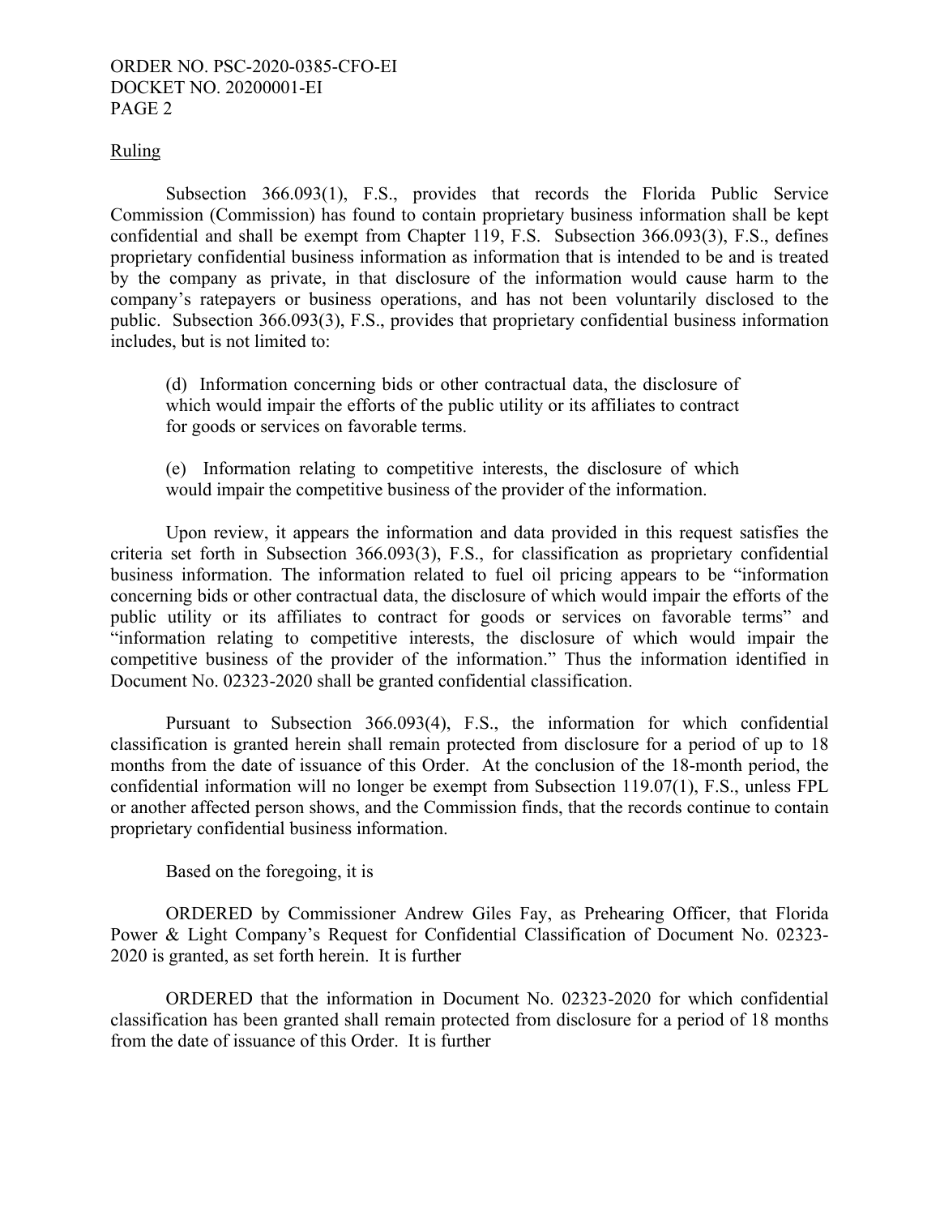Ruling

Subsection 366.093(1), F.S., provides that records the Florida Public Service Commission (Commission) has found to contain proprietary business information shall be kept confidential and shall be exempt from Chapter 119, F.S. Subsection 366.093(3), F.S., defines proprietary confidential business information as information that is intended to be and is treated by the company as private, in that disclosure of the information would cause harm to the company's ratepayers or business operations, and has not been voluntarily disclosed to the public. Subsection 366.093(3), F.S., provides that proprietary confidential business information includes, but is not limited to:

> (d) Information concerning bids or other contractual data, the disclosure of which would impair the efforts of the public utility or its affiliates to contract for goods or services on favorable terms.
>
> (e) Information relating to competitive interests, the disclosure of which would impair the competitive business of the provider of the information.

Upon review, it appears the information and data provided in this request satisfies the criteria set forth in Subsection 366.093(3), F.S., for classification as proprietary confidential business information. The information related to fuel oil pricing appears to be "information concerning bids or other contractual data, the disclosure of which would impair the efforts of the public utility or its affiliates to contract for goods or services on favorable terms" and "information relating to competitive interests, the disclosure of which would impair the competitive business of the provider of the information." Thus the information identified in Document No. 02323-2020 shall be granted confidential classification.

Pursuant to Subsection 366.093(4), F.S., the information for which confidential classification is granted herein shall remain protected from disclosure for a period of up to 18 months from the date of issuance of this Order. At the conclusion of the 18-month period, the confidential information will no longer be exempt from Subsection 119.07(1), F.S., unless FPL or another affected person shows, and the Commission finds, that the records continue to contain proprietary confidential business information.

Based on the foregoing, it is

ORDERED by Commissioner Andrew Giles Fay, as Prehearing Officer, that Florida Power & Light Company's Request for Confidential Classification of Document No. 02323-2020 is granted, as set forth herein. It is further

ORDERED that the information in Document No. 02323-2020 for which confidential classification has been granted shall remain protected from disclosure for a period of 18 months from the date of issuance of this Order. It is further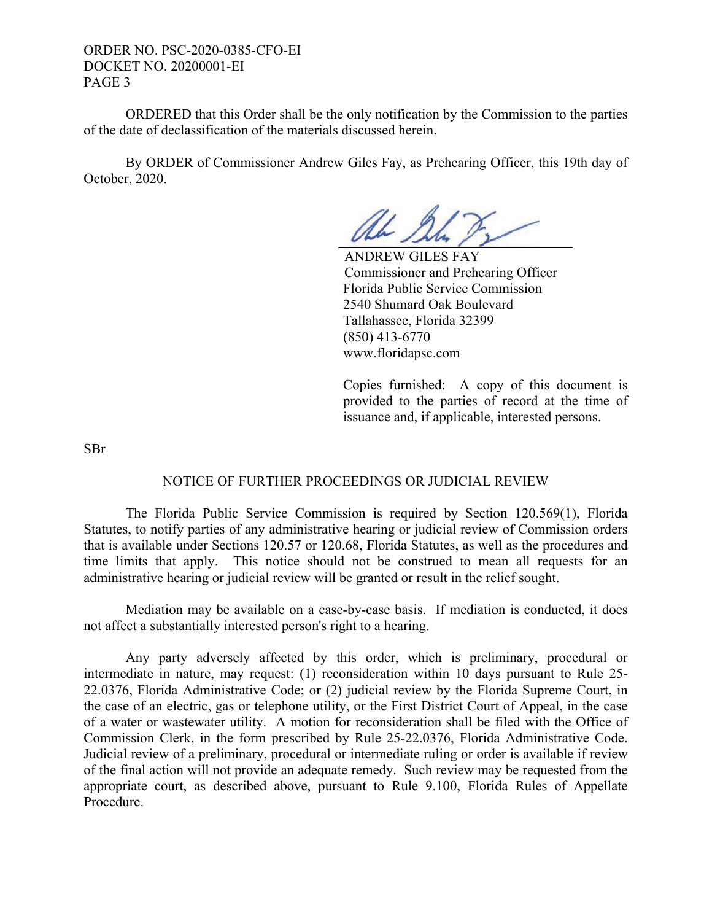ORDERED that this Order shall be the only notification by the Commission to the parties of the date of declassification of the materials discussed herein.

By ORDER of Commissioner Andrew Giles Fay, as Prehearing Officer, this 19th day of October, 2020.

ANDREW GILES FAY
Commissioner and Prehearing Officer
Florida Public Service Commission
2540 Shumard Oak Boulevard
Tallahassee, Florida 32399
(850) 413-6770
www.floridapsc.com

Copies furnished: A copy of this document is provided to the parties of record at the time of issuance and, if applicable, interested persons.

SBr

## NOTICE OF FURTHER PROCEEDINGS OR JUDICIAL REVIEW

The Florida Public Service Commission is required by Section 120.569(1), Florida Statutes, to notify parties of any administrative hearing or judicial review of Commission orders that is available under Sections 120.57 or 120.68, Florida Statutes, as well as the procedures and time limits that apply. This notice should not be construed to mean all requests for an administrative hearing or judicial review will be granted or result in the relief sought.

Mediation may be available on a case-by-case basis. If mediation is conducted, it does not affect a substantially interested person's right to a hearing.

Any party adversely affected by this order, which is preliminary, procedural or intermediate in nature, may request: (1) reconsideration within 10 days pursuant to Rule 25-22.0376, Florida Administrative Code; or (2) judicial review by the Florida Supreme Court, in the case of an electric, gas or telephone utility, or the First District Court of Appeal, in the case of a water or wastewater utility. A motion for reconsideration shall be filed with the Office of Commission Clerk, in the form prescribed by Rule 25-22.0376, Florida Administrative Code. Judicial review of a preliminary, procedural or intermediate ruling or order is available if review of the final action will not provide an adequate remedy. Such review may be requested from the appropriate court, as described above, pursuant to Rule 9.100, Florida Rules of Appellate Procedure.